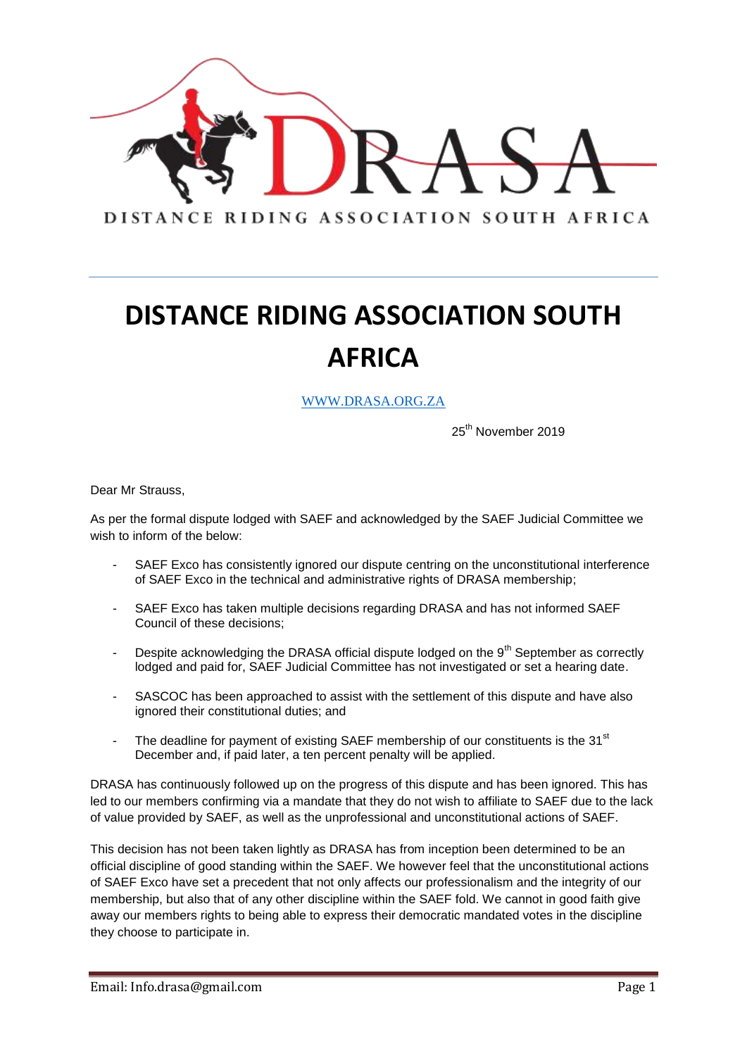DRASA

DISTANCE RIDING ASSOCIATION SOUTH AFRICA

# DISTANCE RIDING ASSOCIATION SOUTH AFRICA

WWW.DRASA.ORG.ZA

25th November 2019

Dear Mr Strauss,

As per the formal dispute lodged with SAEF and acknowledged by the SAEF Judicial Committee we wish to inform of the below:

- SAEF Exco has consistently ignored our dispute centring on the unconstitutional interference of SAEF Exco in the technical and administrative rights of DRASA membership;
- SAEF Exco has taken multiple decisions regarding DRASA and has not informed SAEF Council of these decisions;
- Despite acknowledging the DRASA official dispute lodged on the 9th September as correctly lodged and paid for, SAEF Judicial Committee has not investigated or set a hearing date.
- SASCOC has been approached to assist with the settlement of this dispute and have also ignored their constitutional duties; and
- The deadline for payment of existing SAEF membership of our constituents is the 31st December and, if paid later, a ten percent penalty will be applied.

DRASA has continuously followed up on the progress of this dispute and has been ignored. This has led to our members confirming via a mandate that they do not wish to affiliate to SAEF due to the lack of value provided by SAEF, as well as the unprofessional and unconstitutional actions of SAEF.

This decision has not been taken lightly as DRASA has from inception been determined to be an official discipline of good standing within the SAEF. We however feel that the unconstitutional actions of SAEF Exco have set a precedent that not only affects our professionalism and the integrity of our membership, but also that of any other discipline within the SAEF fold. We cannot in good faith give away our members rights to being able to express their democratic mandated votes in the discipline they choose to participate in.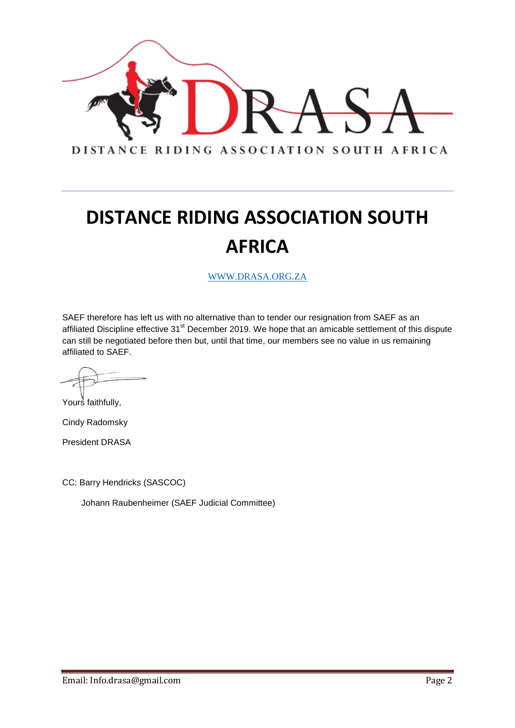DISTANCE RIDING ASSOCIATION SOUTH AFRICA

# DISTANCE RIDING ASSOCIATION SOUTH AFRICA

[WWW.DRASA.ORG.ZA](http://WWW.DRASA.ORG.ZA)

SAEF therefore has left us with no alternative than to tender our resignation from SAEF as an affiliated Discipline effective 31st December 2019. We hope that an amicable settlement of this dispute can still be negotiated before then but, until that time, our members see no value in us remaining affiliated to SAEF.

Yours faithfully,

Cindy Radomsky

President DRASA

CC: Barry Hendricks (SASCOC)

Johann Raubenheimer (SAEF Judicial Committee)

Email: Info.drasa@gmail.com